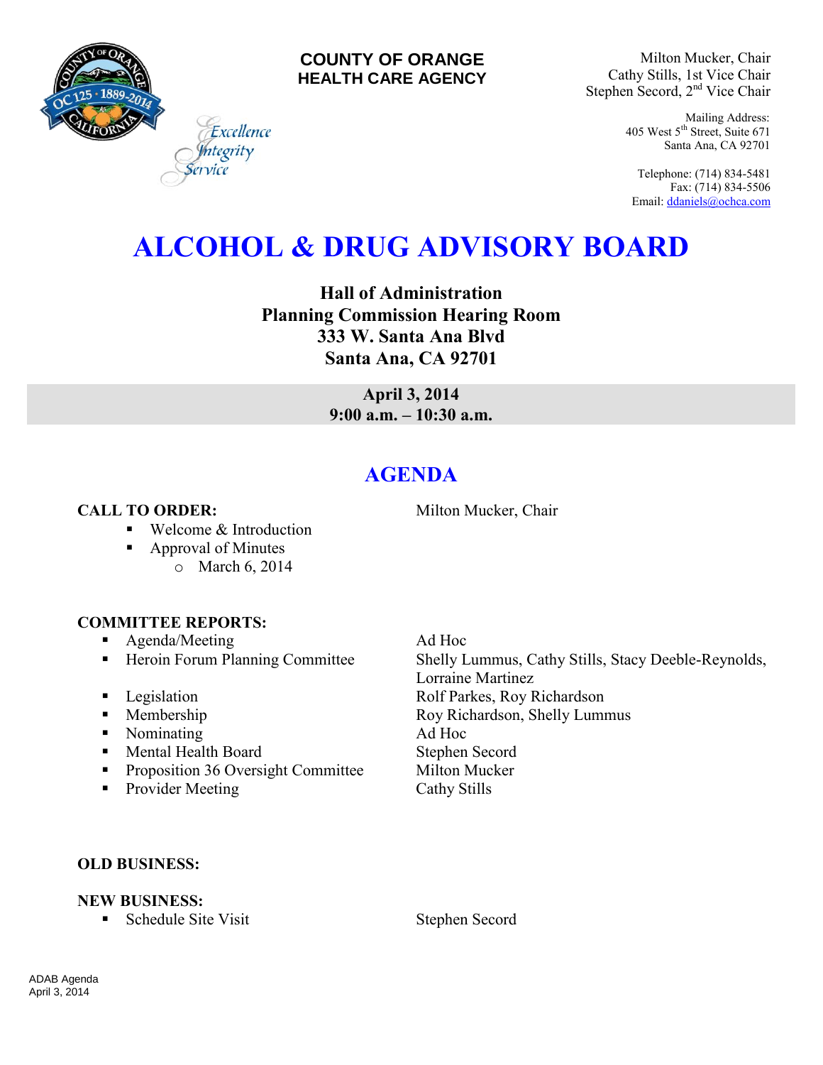**COUNTY OF ORANGE**
**HEALTH CARE AGENCY**

*Excellence*
*Integrity*
*Service*

Milton Mucker, Chair
Cathy Stills, 1st Vice Chair
Stephen Secord, 2nd Vice Chair

Mailing Address:
405 West 5th Street, Suite 671
Santa Ana, CA 92701

Telephone: (714) 834-5481
Fax: (714) 834-5506
Email: ddaniels@ochca.com

# ALCOHOL & DRUG ADVISORY BOARD

**Hall of Administration**
**Planning Commission Hearing Room**
**333 W. Santa Ana Blvd**
**Santa Ana, CA 92701**

**April 3, 2014**
**9:00 a.m. – 10:30 a.m.**

## AGENDA

**CALL TO ORDER:** Milton Mucker, Chair

- Welcome & Introduction
- Approval of Minutes
  - March 6, 2014

**COMMITTEE REPORTS:**

- Agenda/Meeting — Ad Hoc
- Heroin Forum Planning Committee — Shelly Lummus, Cathy Stills, Stacy Deeble-Reynolds, Lorraine Martinez
- Legislation — Rolf Parkes, Roy Richardson
- Membership — Roy Richardson, Shelly Lummus
- Nominating — Ad Hoc
- Mental Health Board — Stephen Secord
- Proposition 36 Oversight Committee — Milton Mucker
- Provider Meeting — Cathy Stills

**OLD BUSINESS:**

**NEW BUSINESS:**

- Schedule Site Visit — Stephen Secord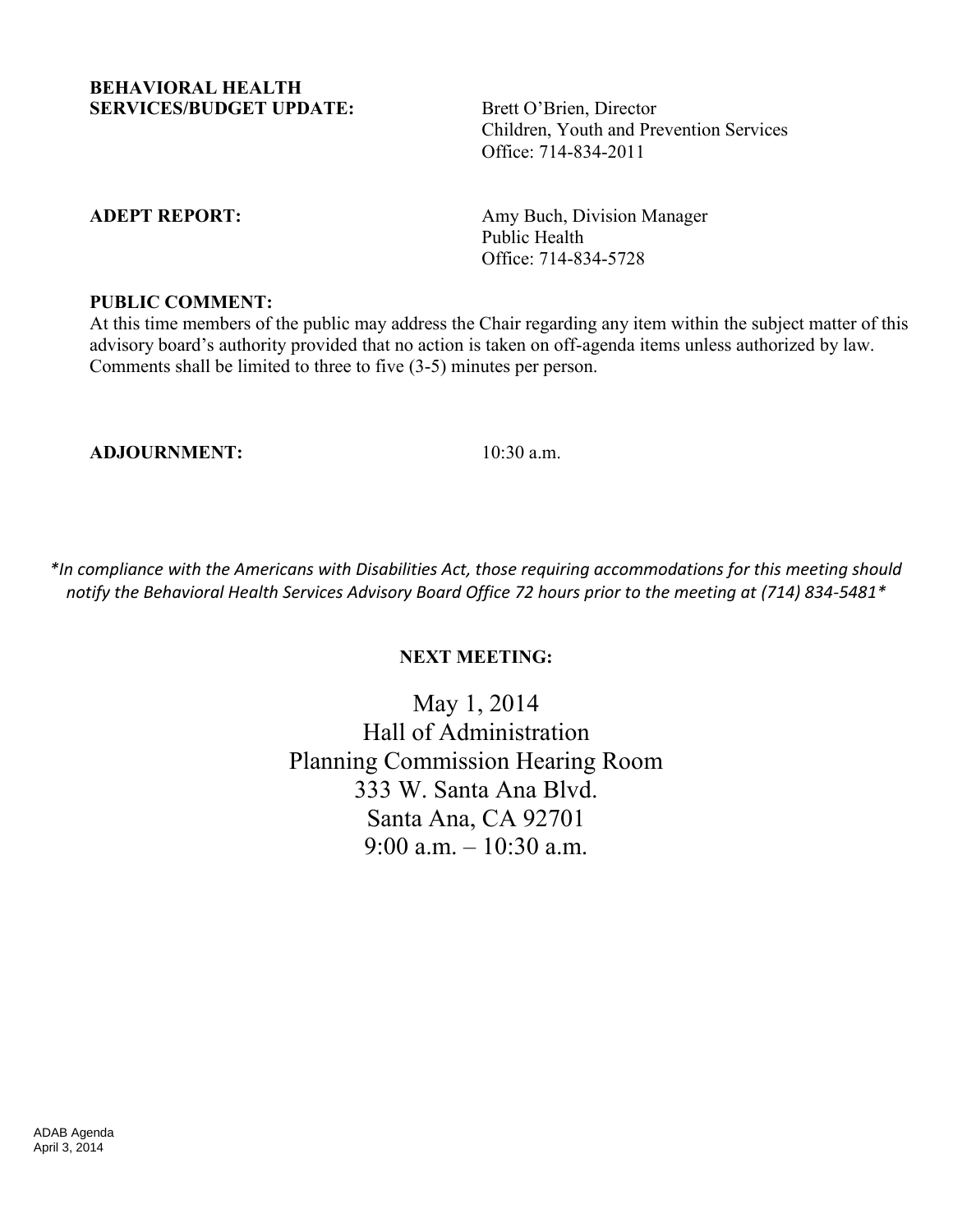**BEHAVIORAL HEALTH SERVICES/BUDGET UPDATE:** Brett O'Brien, Director
Children, Youth and Prevention Services
Office: 714-834-2011

**ADEPT REPORT:** Amy Buch, Division Manager
Public Health
Office: 714-834-5728

**PUBLIC COMMENT:**
At this time members of the public may address the Chair regarding any item within the subject matter of this advisory board's authority provided that no action is taken on off-agenda items unless authorized by law. Comments shall be limited to three to five (3-5) minutes per person.

**ADJOURNMENT:** 10:30 a.m.

*\*In compliance with the Americans with Disabilities Act, those requiring accommodations for this meeting should notify the Behavioral Health Services Advisory Board Office 72 hours prior to the meeting at (714) 834-5481\**

**NEXT MEETING:**

May 1, 2014
Hall of Administration
Planning Commission Hearing Room
333 W. Santa Ana Blvd.
Santa Ana, CA 92701
9:00 a.m. – 10:30 a.m.

ADAB Agenda
April 3, 2014